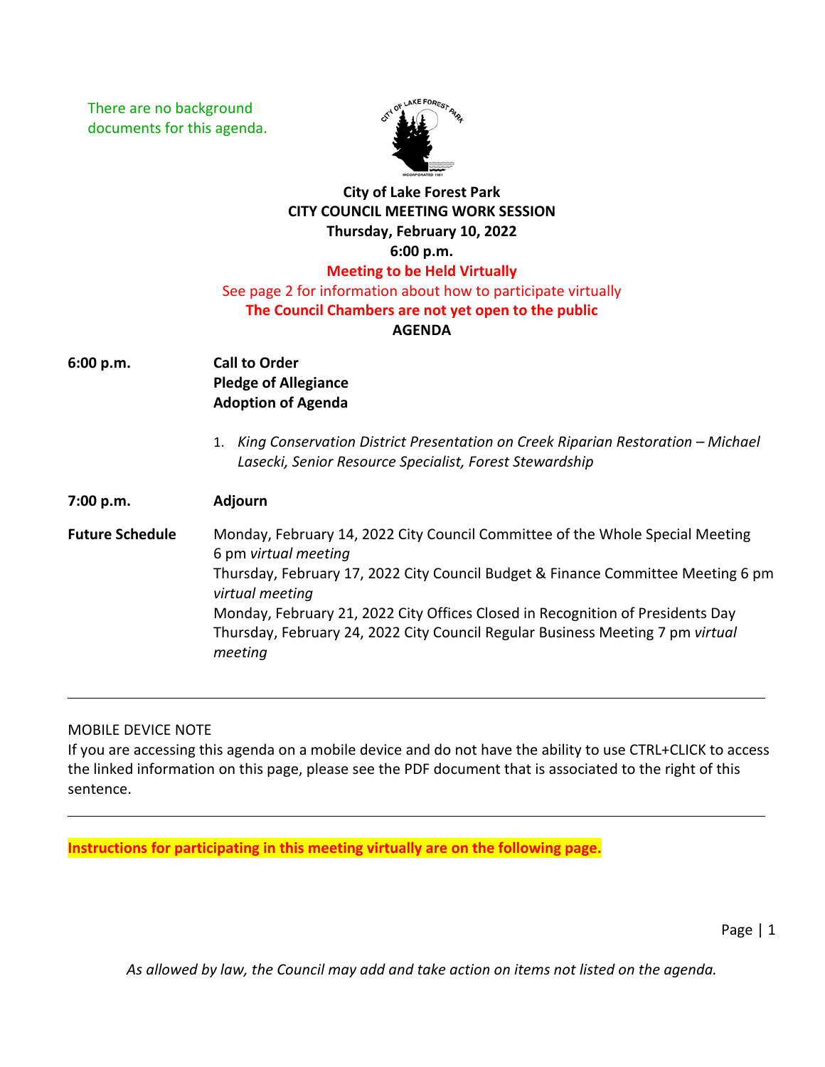There are no background documents for this agenda.

**City of Lake Forest Park**
**CITY COUNCIL MEETING WORK SESSION**
**Thursday, February 10, 2022**
**6:00 p.m.**
**Meeting to be Held Virtually**
See page 2 for information about how to participate virtually
**The Council Chambers are not yet open to the public**

**AGENDA**

**6:00 p.m.** **Call to Order**
**Pledge of Allegiance**
**Adoption of Agenda**

1. *King Conservation District Presentation on Creek Riparian Restoration – Michael Lasecki, Senior Resource Specialist, Forest Stewardship*

**7:00 p.m.** **Adjourn**

**Future Schedule**
Monday, February 14, 2022 City Council Committee of the Whole Special Meeting 6 pm *virtual meeting*
Thursday, February 17, 2022 City Council Budget & Finance Committee Meeting 6 pm *virtual meeting*
Monday, February 21, 2022 City Offices Closed in Recognition of Presidents Day
Thursday, February 24, 2022 City Council Regular Business Meeting 7 pm *virtual meeting*

---

MOBILE DEVICE NOTE
If you are accessing this agenda on a mobile device and do not have the ability to use CTRL+CLICK to access the linked information on this page, please see the PDF document that is associated to the right of this sentence.

---

**Instructions for participating in this meeting virtually are on the following page.**

*As allowed by law, the Council may add and take action on items not listed on the agenda.*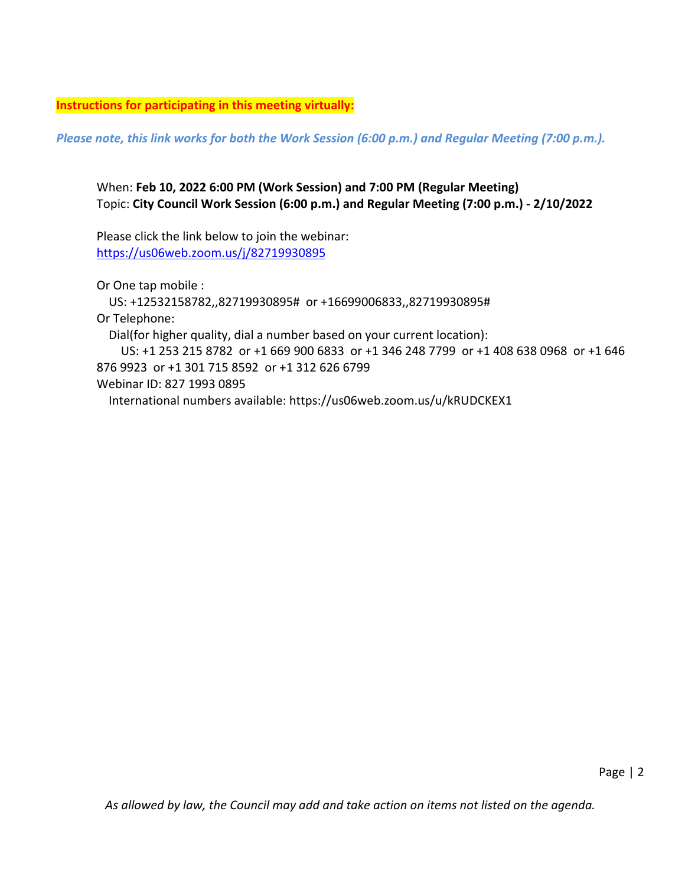**Instructions for participating in this meeting virtually:**

***Please note, this link works for both the Work Session (6:00 p.m.) and Regular Meeting (7:00 p.m.).***

When: **Feb 10, 2022 6:00 PM (Work Session) and 7:00 PM (Regular Meeting)**
Topic: **City Council Work Session (6:00 p.m.) and Regular Meeting (7:00 p.m.) - 2/10/2022**

Please click the link below to join the webinar:
https://us06web.zoom.us/j/82719930895

Or One tap mobile :
US: +12532158782,,82719930895# or +16699006833,,82719930895#
Or Telephone:
Dial(for higher quality, dial a number based on your current location):
US: +1 253 215 8782 or +1 669 900 6833 or +1 346 248 7799 or +1 408 638 0968 or +1 646 876 9923 or +1 301 715 8592 or +1 312 626 6799
Webinar ID: 827 1993 0895
International numbers available: https://us06web.zoom.us/u/kRUDCKEX1

*As allowed by law, the Council may add and take action on items not listed on the agenda.*